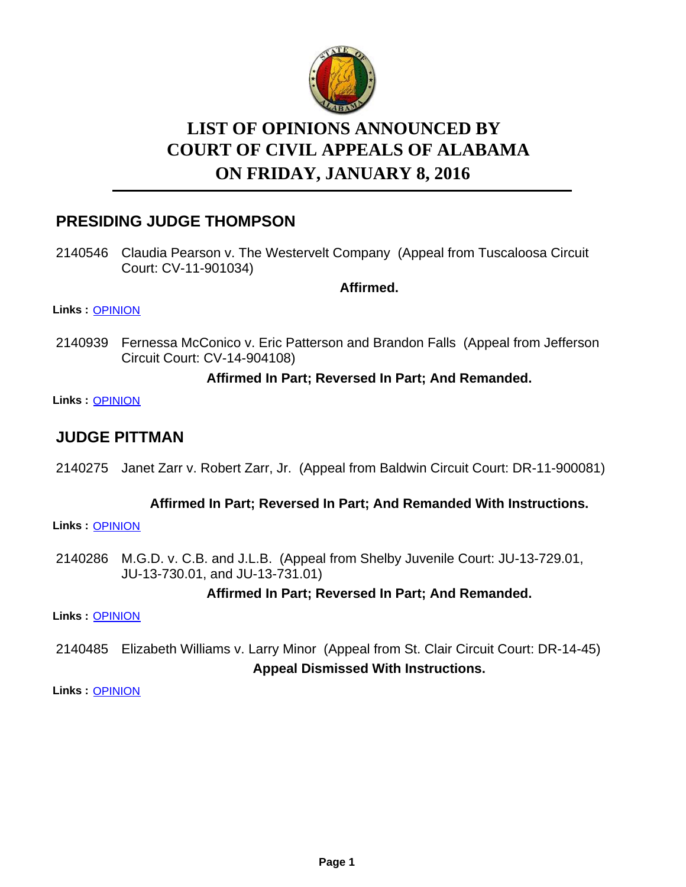# LIST OF OPINIONS ANNOUNCED BY COURT OF CIVIL APPEALS OF ALABAMA ON FRIDAY, JANUARY 8, 2016

## PRESIDING JUDGE THOMPSON

2140546 Claudia Pearson v. The Westervelt Company (Appeal from Tuscaloosa Circuit Court: CV-11-901034)

**Affirmed.**

**Links :** OPINION

2140939 Fernessa McConico v. Eric Patterson and Brandon Falls (Appeal from Jefferson Circuit Court: CV-14-904108)

**Affirmed In Part; Reversed In Part; And Remanded.**

**Links :** OPINION

## JUDGE PITTMAN

2140275 Janet Zarr v. Robert Zarr, Jr. (Appeal from Baldwin Circuit Court: DR-11-900081)

**Affirmed In Part; Reversed In Part; And Remanded With Instructions.**

**Links :** OPINION

2140286 M.G.D. v. C.B. and J.L.B. (Appeal from Shelby Juvenile Court: JU-13-729.01, JU-13-730.01, and JU-13-731.01)

**Affirmed In Part; Reversed In Part; And Remanded.**

**Links :** OPINION

2140485 Elizabeth Williams v. Larry Minor (Appeal from St. Clair Circuit Court: DR-14-45)

**Appeal Dismissed With Instructions.**

**Links :** OPINION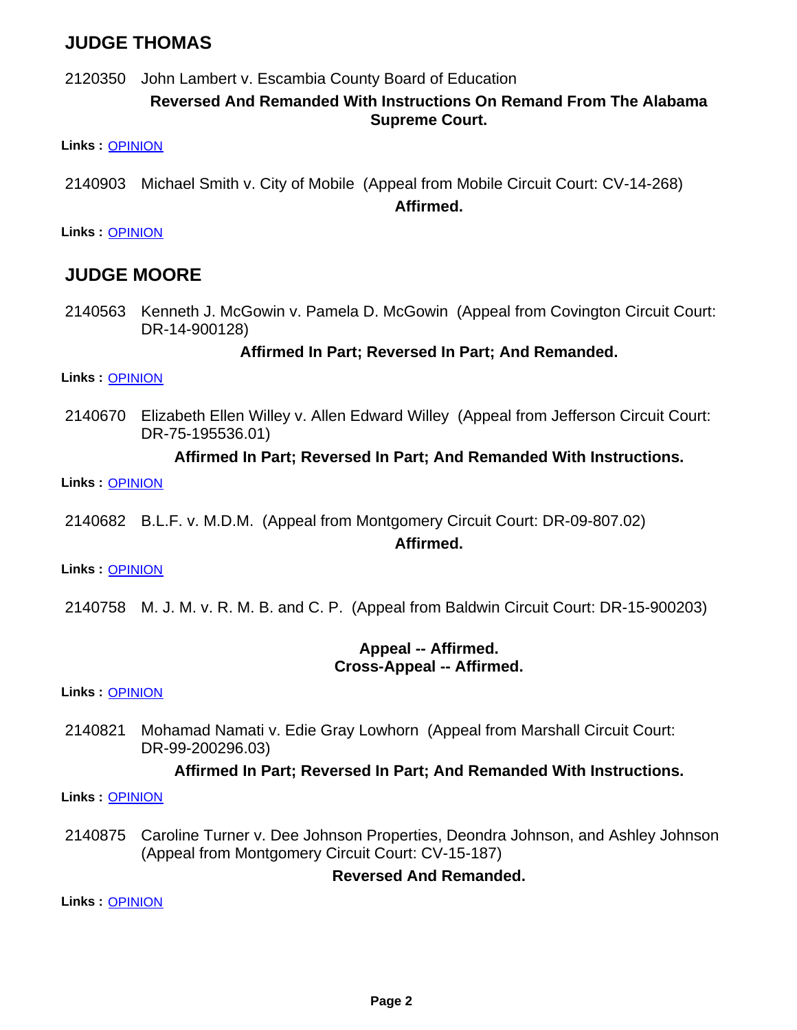## JUDGE THOMAS

2120350 John Lambert v. Escambia County Board of Education

**Reversed And Remanded With Instructions On Remand From The Alabama Supreme Court.**

**Links :** OPINION

2140903 Michael Smith v. City of Mobile (Appeal from Mobile Circuit Court: CV-14-268)

**Affirmed.**

**Links :** OPINION

## JUDGE MOORE

2140563 Kenneth J. McGowin v. Pamela D. McGowin (Appeal from Covington Circuit Court: DR-14-900128)

**Affirmed In Part; Reversed In Part; And Remanded.**

**Links :** OPINION

2140670 Elizabeth Ellen Willey v. Allen Edward Willey (Appeal from Jefferson Circuit Court: DR-75-195536.01)

**Affirmed In Part; Reversed In Part; And Remanded With Instructions.**

**Links :** OPINION

2140682 B.L.F. v. M.D.M. (Appeal from Montgomery Circuit Court: DR-09-807.02)

**Affirmed.**

**Links :** OPINION

2140758 M. J. M. v. R. M. B. and C. P. (Appeal from Baldwin Circuit Court: DR-15-900203)

**Appeal -- Affirmed.**
**Cross-Appeal -- Affirmed.**

**Links :** OPINION

2140821 Mohamad Namati v. Edie Gray Lowhorn (Appeal from Marshall Circuit Court: DR-99-200296.03)

**Affirmed In Part; Reversed In Part; And Remanded With Instructions.**

**Links :** OPINION

2140875 Caroline Turner v. Dee Johnson Properties, Deondra Johnson, and Ashley Johnson (Appeal from Montgomery Circuit Court: CV-15-187)

**Reversed And Remanded.**

**Links :** OPINION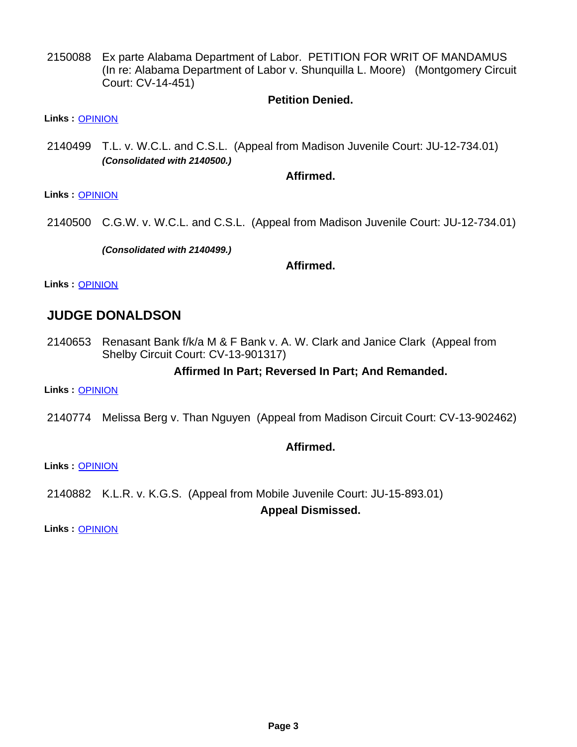2150088 Ex parte Alabama Department of Labor. PETITION FOR WRIT OF MANDAMUS (In re: Alabama Department of Labor v. Shunquilla L. Moore) (Montgomery Circuit Court: CV-14-451)

**Petition Denied.**

**Links :** OPINION

2140499 T.L. v. W.C.L. and C.S.L. (Appeal from Madison Juvenile Court: JU-12-734.01)
***(Consolidated with 2140500.)***

**Affirmed.**

**Links :** OPINION

2140500 C.G.W. v. W.C.L. and C.S.L. (Appeal from Madison Juvenile Court: JU-12-734.01)

***(Consolidated with 2140499.)***

**Affirmed.**

**Links :** OPINION

## JUDGE DONALDSON

2140653 Renasant Bank f/k/a M & F Bank v. A. W. Clark and Janice Clark (Appeal from Shelby Circuit Court: CV-13-901317)

**Affirmed In Part; Reversed In Part; And Remanded.**

**Links :** OPINION

2140774 Melissa Berg v. Than Nguyen (Appeal from Madison Circuit Court: CV-13-902462)

**Affirmed.**

**Links :** OPINION

2140882 K.L.R. v. K.G.S. (Appeal from Mobile Juvenile Court: JU-15-893.01)

**Appeal Dismissed.**

**Links :** OPINION